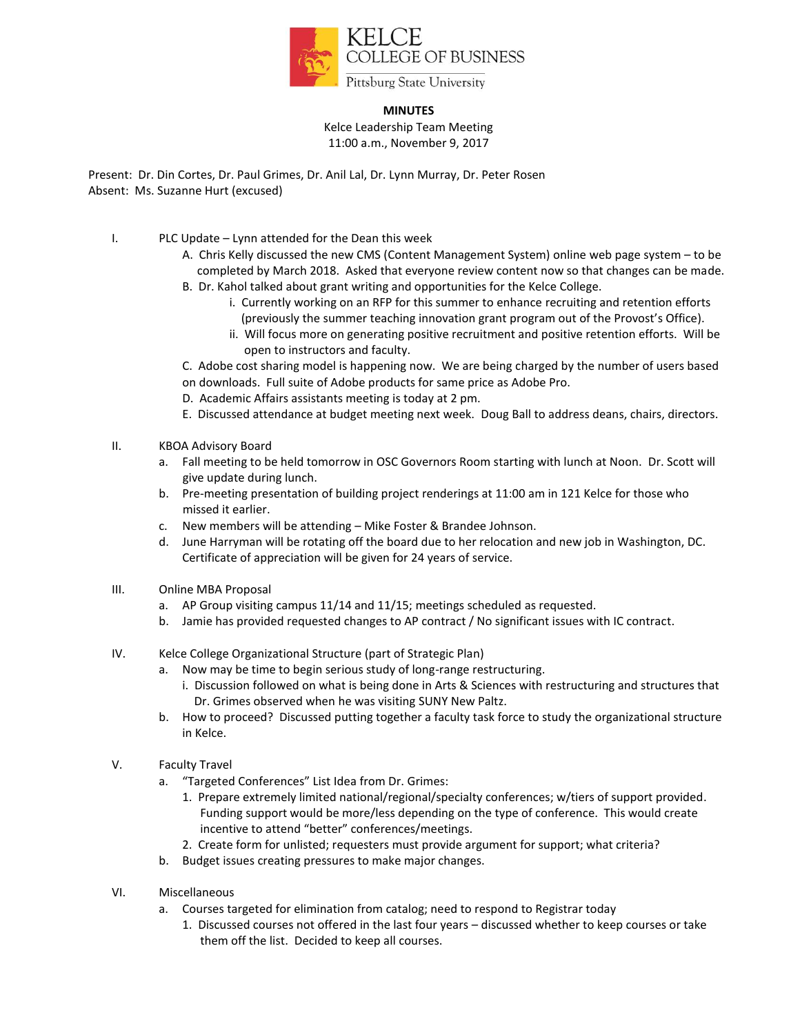KELCE COLLEGE OF BUSINESS
Pittsburg State University

**MINUTES**

Kelce Leadership Team Meeting
11:00 a.m., November 9, 2017

Present: Dr. Din Cortes, Dr. Paul Grimes, Dr. Anil Lal, Dr. Lynn Murray, Dr. Peter Rosen
Absent: Ms. Suzanne Hurt (excused)

I. PLC Update – Lynn attended for the Dean this week
   - A. Chris Kelly discussed the new CMS (Content Management System) online web page system – to be completed by March 2018. Asked that everyone review content now so that changes can be made.
   - B. Dr. Kahol talked about grant writing and opportunities for the Kelce College.
     - i. Currently working on an RFP for this summer to enhance recruiting and retention efforts (previously the summer teaching innovation grant program out of the Provost's Office).
     - ii. Will focus more on generating positive recruitment and positive retention efforts. Will be open to instructors and faculty.
   - C. Adobe cost sharing model is happening now. We are being charged by the number of users based on downloads. Full suite of Adobe products for same price as Adobe Pro.
   - D. Academic Affairs assistants meeting is today at 2 pm.
   - E. Discussed attendance at budget meeting next week. Doug Ball to address deans, chairs, directors.

II. KBOA Advisory Board
   - a. Fall meeting to be held tomorrow in OSC Governors Room starting with lunch at Noon. Dr. Scott will give update during lunch.
   - b. Pre-meeting presentation of building project renderings at 11:00 am in 121 Kelce for those who missed it earlier.
   - c. New members will be attending – Mike Foster & Brandee Johnson.
   - d. June Harryman will be rotating off the board due to her relocation and new job in Washington, DC. Certificate of appreciation will be given for 24 years of service.

III. Online MBA Proposal
   - a. AP Group visiting campus 11/14 and 11/15; meetings scheduled as requested.
   - b. Jamie has provided requested changes to AP contract / No significant issues with IC contract.

IV. Kelce College Organizational Structure (part of Strategic Plan)
   - a. Now may be time to begin serious study of long-range restructuring.
     - i. Discussion followed on what is being done in Arts & Sciences with restructuring and structures that Dr. Grimes observed when he was visiting SUNY New Paltz.
   - b. How to proceed? Discussed putting together a faculty task force to study the organizational structure in Kelce.

V. Faculty Travel
   - a. "Targeted Conferences" List Idea from Dr. Grimes:
     1. Prepare extremely limited national/regional/specialty conferences; w/tiers of support provided. Funding support would be more/less depending on the type of conference. This would create incentive to attend "better" conferences/meetings.
     2. Create form for unlisted; requesters must provide argument for support; what criteria?
   - b. Budget issues creating pressures to make major changes.

VI. Miscellaneous
   - a. Courses targeted for elimination from catalog; need to respond to Registrar today
     1. Discussed courses not offered in the last four years – discussed whether to keep courses or take them off the list. Decided to keep all courses.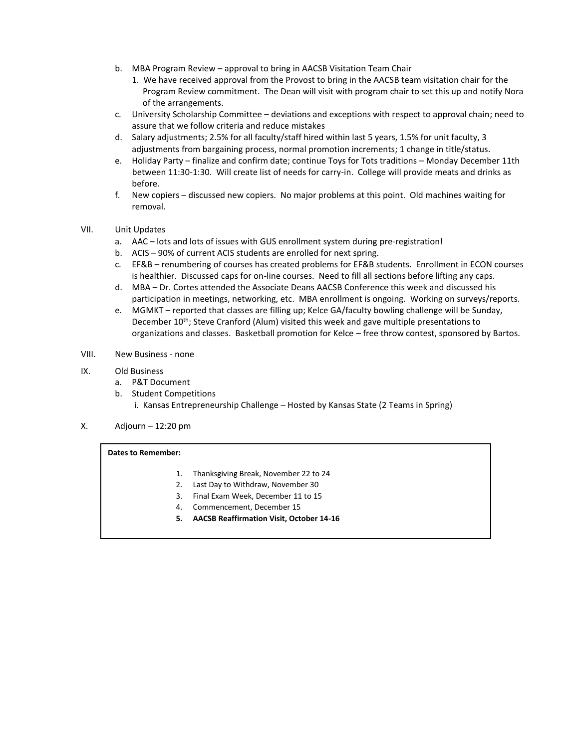b. MBA Program Review – approval to bring in AACSB Visitation Team Chair
   1. We have received approval from the Provost to bring in the AACSB team visitation chair for the Program Review commitment. The Dean will visit with program chair to set this up and notify Nora of the arrangements.

c. University Scholarship Committee – deviations and exceptions with respect to approval chain; need to assure that we follow criteria and reduce mistakes

d. Salary adjustments; 2.5% for all faculty/staff hired within last 5 years, 1.5% for unit faculty, 3 adjustments from bargaining process, normal promotion increments; 1 change in title/status.

e. Holiday Party – finalize and confirm date; continue Toys for Tots traditions – Monday December 11th between 11:30-1:30. Will create list of needs for carry-in. College will provide meats and drinks as before.

f. New copiers – discussed new copiers. No major problems at this point. Old machines waiting for removal.

VII. Unit Updates

a. AAC – lots and lots of issues with GUS enrollment system during pre-registration!

b. ACIS – 90% of current ACIS students are enrolled for next spring.

c. EF&B – renumbering of courses has created problems for EF&B students. Enrollment in ECON courses is healthier. Discussed caps for on-line courses. Need to fill all sections before lifting any caps.

d. MBA – Dr. Cortes attended the Associate Deans AACSB Conference this week and discussed his participation in meetings, networking, etc. MBA enrollment is ongoing. Working on surveys/reports.

e. MGMKT – reported that classes are filling up; Kelce GA/faculty bowling challenge will be Sunday, December 10th; Steve Cranford (Alum) visited this week and gave multiple presentations to organizations and classes. Basketball promotion for Kelce – free throw contest, sponsored by Bartos.

VIII. New Business - none

IX. Old Business

a. P&T Document

b. Student Competitions
   i. Kansas Entrepreneurship Challenge – Hosted by Kansas State (2 Teams in Spring)

X. Adjourn – 12:20 pm

**Dates to Remember:**

1. Thanksgiving Break, November 22 to 24
2. Last Day to Withdraw, November 30
3. Final Exam Week, December 11 to 15
4. Commencement, December 15
5. **AACSB Reaffirmation Visit, October 14-16**